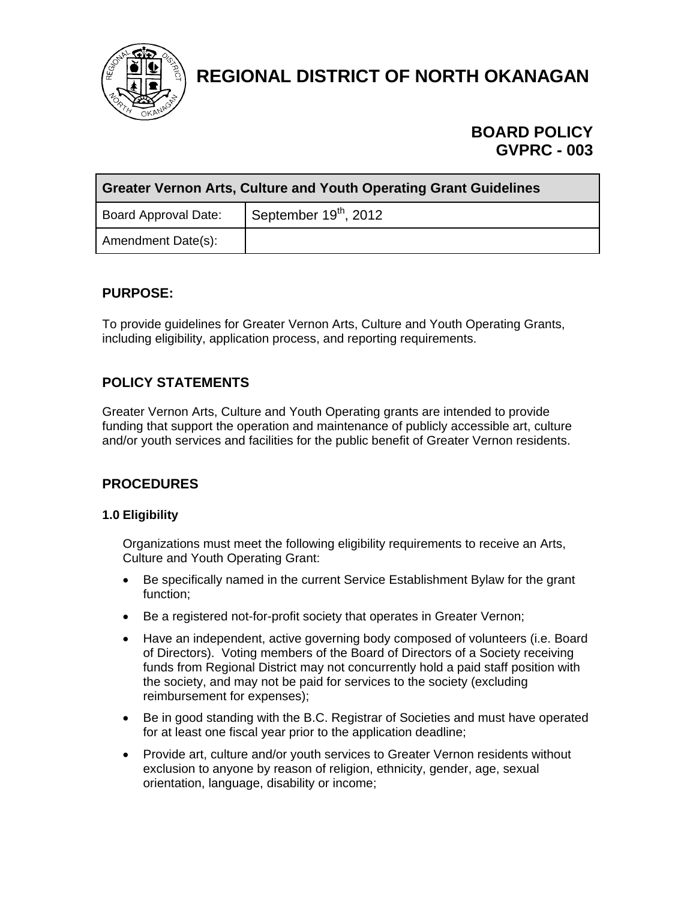# REGIONAL DISTRICT OF NORTH OKANAGAN

**BOARD POLICY**
**GVPRC - 003**

| Greater Vernon Arts, Culture and Youth Operating Grant Guidelines | |
|---|---|
| Board Approval Date: | September 19th, 2012 |
| Amendment Date(s): | |

## PURPOSE:

To provide guidelines for Greater Vernon Arts, Culture and Youth Operating Grants, including eligibility, application process, and reporting requirements.

## POLICY STATEMENTS

Greater Vernon Arts, Culture and Youth Operating grants are intended to provide funding that support the operation and maintenance of publicly accessible art, culture and/or youth services and facilities for the public benefit of Greater Vernon residents.

## PROCEDURES

### 1.0 Eligibility

Organizations must meet the following eligibility requirements to receive an Arts, Culture and Youth Operating Grant:

- Be specifically named in the current Service Establishment Bylaw for the grant function;
- Be a registered not-for-profit society that operates in Greater Vernon;
- Have an independent, active governing body composed of volunteers (i.e. Board of Directors). Voting members of the Board of Directors of a Society receiving funds from Regional District may not concurrently hold a paid staff position with the society, and may not be paid for services to the society (excluding reimbursement for expenses);
- Be in good standing with the B.C. Registrar of Societies and must have operated for at least one fiscal year prior to the application deadline;
- Provide art, culture and/or youth services to Greater Vernon residents without exclusion to anyone by reason of religion, ethnicity, gender, age, sexual orientation, language, disability or income;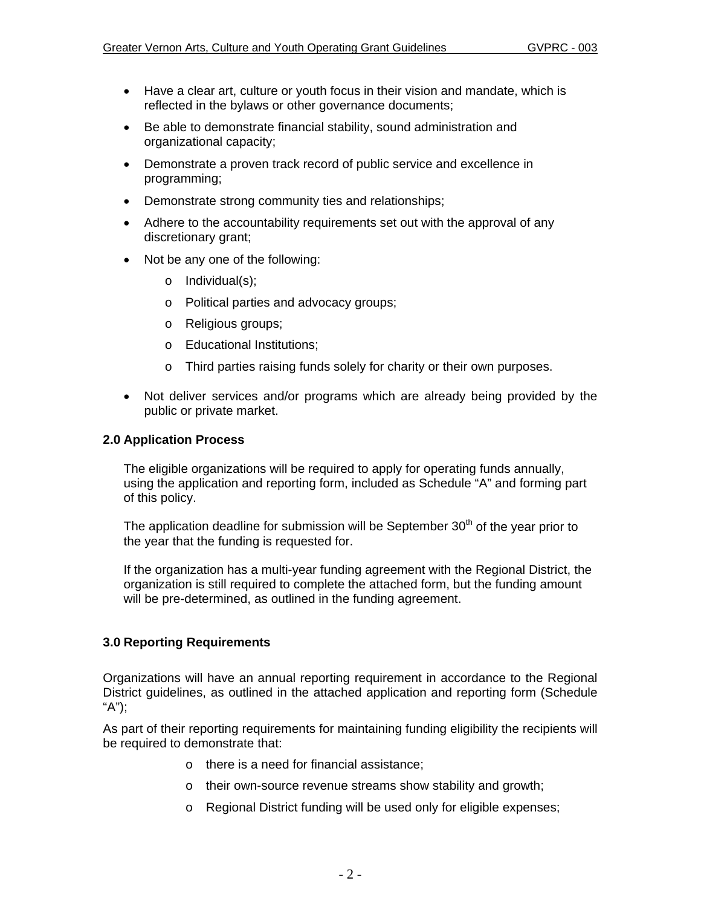- Have a clear art, culture or youth focus in their vision and mandate, which is reflected in the bylaws or other governance documents;
- Be able to demonstrate financial stability, sound administration and organizational capacity;
- Demonstrate a proven track record of public service and excellence in programming;
- Demonstrate strong community ties and relationships;
- Adhere to the accountability requirements set out with the approval of any discretionary grant;
- Not be any one of the following:
  - Individual(s);
  - Political parties and advocacy groups;
  - Religious groups;
  - Educational Institutions;
  - Third parties raising funds solely for charity or their own purposes.
- Not deliver services and/or programs which are already being provided by the public or private market.

**2.0 Application Process**

The eligible organizations will be required to apply for operating funds annually, using the application and reporting form, included as Schedule "A" and forming part of this policy.

The application deadline for submission will be September 30th of the year prior to the year that the funding is requested for.

If the organization has a multi-year funding agreement with the Regional District, the organization is still required to complete the attached form, but the funding amount will be pre-determined, as outlined in the funding agreement.

**3.0 Reporting Requirements**

Organizations will have an annual reporting requirement in accordance to the Regional District guidelines, as outlined in the attached application and reporting form (Schedule "A");

As part of their reporting requirements for maintaining funding eligibility the recipients will be required to demonstrate that:

- there is a need for financial assistance;
- their own-source revenue streams show stability and growth;
- Regional District funding will be used only for eligible expenses;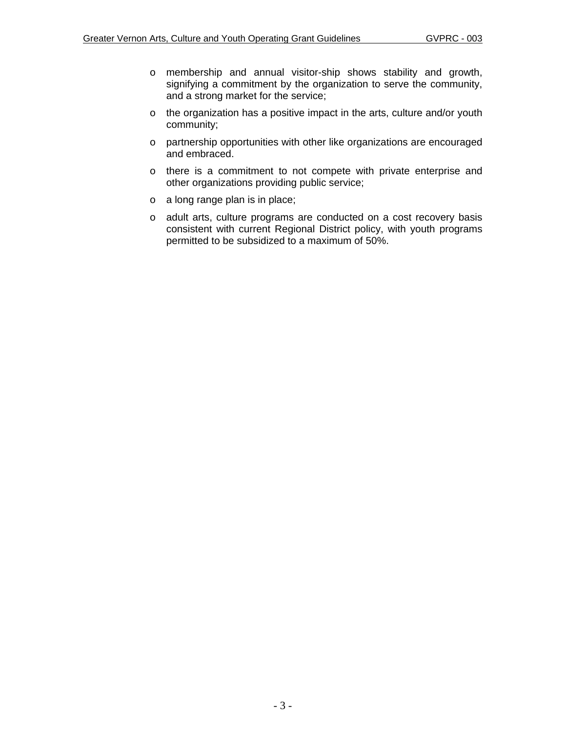- membership and annual visitor-ship shows stability and growth, signifying a commitment by the organization to serve the community, and a strong market for the service;
- the organization has a positive impact in the arts, culture and/or youth community;
- partnership opportunities with other like organizations are encouraged and embraced.
- there is a commitment to not compete with private enterprise and other organizations providing public service;
- a long range plan is in place;
- adult arts, culture programs are conducted on a cost recovery basis consistent with current Regional District policy, with youth programs permitted to be subsidized to a maximum of 50%.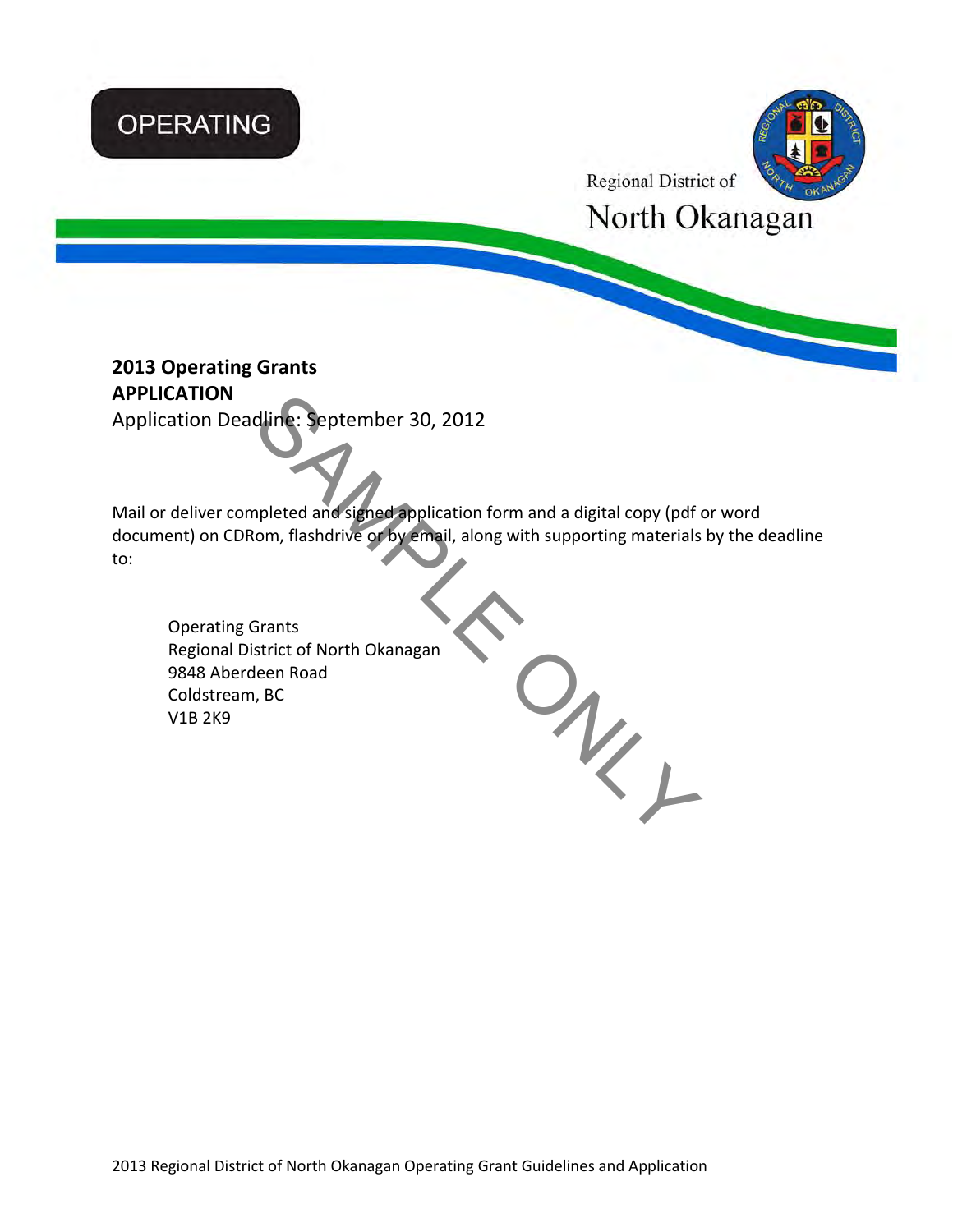OPERATING

Regional District of
North Okanagan

**2013 Operating Grants**
**APPLICATION**
Application Deadline: September 30, 2012

Mail or deliver completed and signed application form and a digital copy (pdf or word document) on CDRom, flashdrive or by email, along with supporting materials by the deadline to:

Operating Grants
Regional District of North Okanagan
9848 Aberdeen Road
Coldstream, BC
V1B 2K9

SAMPLE ONLY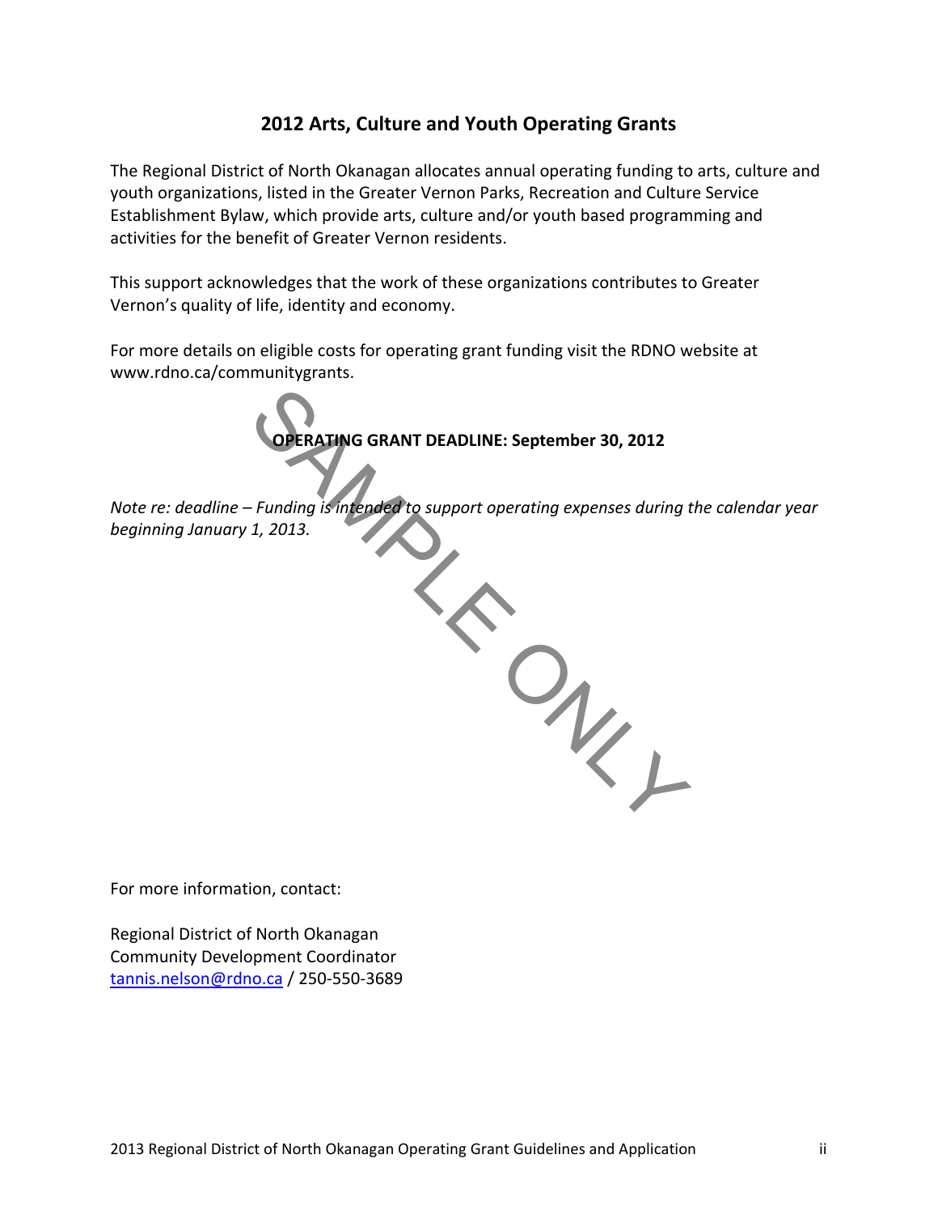## 2012 Arts, Culture and Youth Operating Grants

The Regional District of North Okanagan allocates annual operating funding to arts, culture and youth organizations, listed in the Greater Vernon Parks, Recreation and Culture Service Establishment Bylaw, which provide arts, culture and/or youth based programming and activities for the benefit of Greater Vernon residents.

This support acknowledges that the work of these organizations contributes to Greater Vernon's quality of life, identity and economy.

For more details on eligible costs for operating grant funding visit the RDNO website at www.rdno.ca/communitygrants.

**OPERATING GRANT DEADLINE: September 30, 2012**

*Note re: deadline – Funding is intended to support operating expenses during the calendar year beginning January 1, 2013.*

For more information, contact:

Regional District of North Okanagan
Community Development Coordinator
tannis.nelson@rdno.ca / 250-550-3689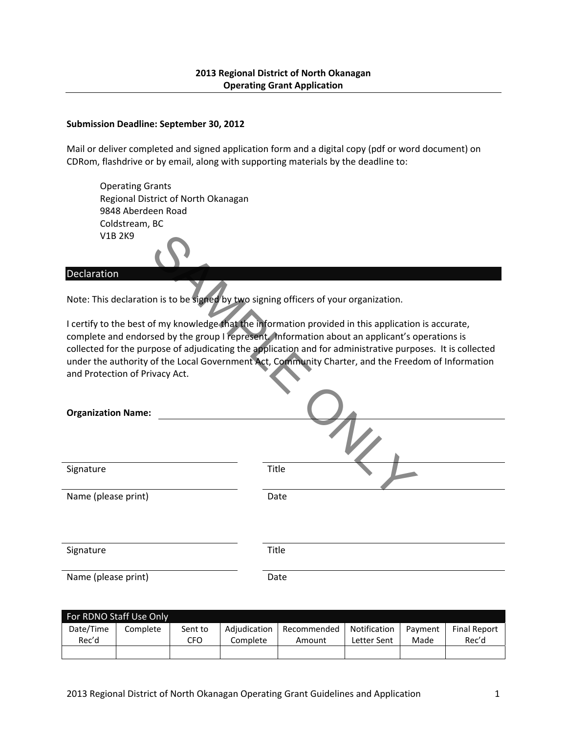# 2013 Regional District of North Okanagan
## Operating Grant Application

**Submission Deadline: September 30, 2012**

Mail or deliver completed and signed application form and a digital copy (pdf or word document) on CDRom, flashdrive or by email, along with supporting materials by the deadline to:

> Operating Grants
> Regional District of North Okanagan
> 9848 Aberdeen Road
> Coldstream, BC
> V1B 2K9

SAMPLE ONLY

## Declaration

Note: This declaration is to be signed by two signing officers of your organization.

I certify to the best of my knowledge that the information provided in this application is accurate, complete and endorsed by the group I represent. Information about an applicant's operations is collected for the purpose of adjudicating the application and for administrative purposes. It is collected under the authority of the Local Government Act, Community Charter, and the Freedom of Information and Protection of Privacy Act.

**Organization Name:** ______________________________

| | |
|---|---|
| Signature | Title |
| Name (please print) | Date |

| | |
|---|---|
| Signature | Title |
| Name (please print) | Date |

| For RDNO Staff Use Only | | | | | | | |
|---|---|---|---|---|---|---|---|
| Date/Time Rec'd | Complete | Sent to CFO | Adjudication Complete | Recommended Amount | Notification Letter Sent | Payment Made | Final Report Rec'd |
| | | | | | | | |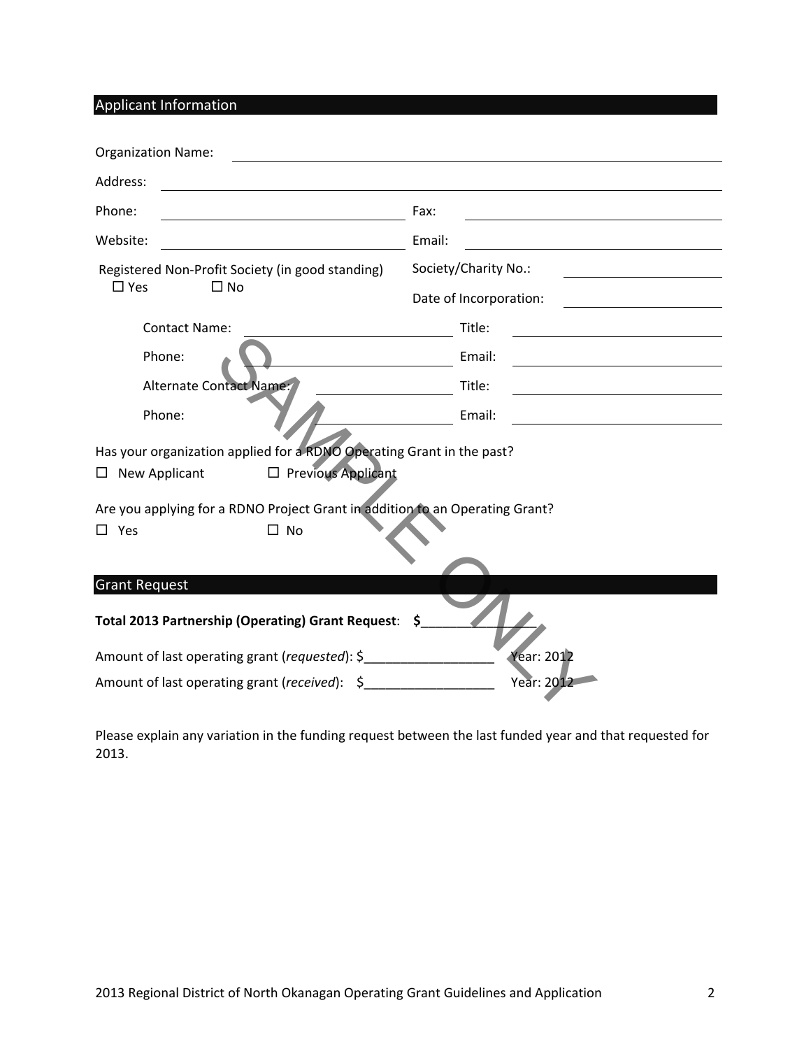## Applicant Information

Organization Name: ______________________________

Address: ______________________________

Phone: ______________________ Fax: ______________________

Website: ______________________ Email: ______________________

Registered Non-Profit Society (in good standing)
☐ Yes ☐ No

Society/Charity No.: ______________________

Date of Incorporation: ______________________

Contact Name: ______________________ Title: ______________________

Phone: ______________________ Email: ______________________

Alternate Contact Name: ______________________ Title: ______________________

Phone: ______________________ Email: ______________________

Has your organization applied for a RDNO Operating Grant in the past?

☐ New Applicant ☐ Previous Applicant

Are you applying for a RDNO Project Grant in addition to an Operating Grant?

☐ Yes ☐ No

SAMPLE ONLY

## Grant Request

**Total 2013 Partnership (Operating) Grant Request**: **$**________________

Amount of last operating grant (*requested*): $__________________ Year: 2012

Amount of last operating grant (*received*): $__________________ Year: 2012

Please explain any variation in the funding request between the last funded year and that requested for 2013.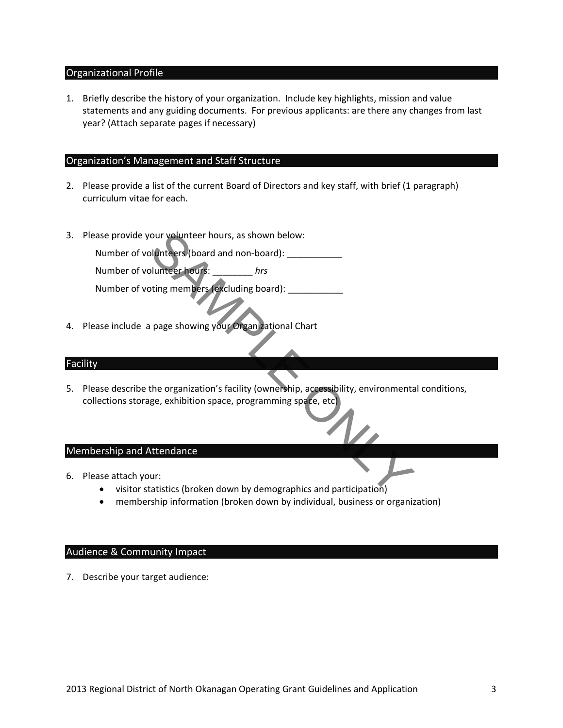## Organizational Profile

1. Briefly describe the history of your organization. Include key highlights, mission and value statements and any guiding documents. For previous applicants: are there any changes from last year? (Attach separate pages if necessary)

## Organization's Management and Staff Structure

2. Please provide a list of the current Board of Directors and key staff, with brief (1 paragraph) curriculum vitae for each.

3. Please provide your volunteer hours, as shown below:

   Number of volunteers (board and non-board): ___________

   Number of volunteer hours: ________ *hrs*

   Number of voting members (excluding board): ___________

4. Please include a page showing your Organizational Chart

SAMPLE ONLY

## Facility

5. Please describe the organization's facility (ownership, accessibility, environmental conditions, collections storage, exhibition space, programming space, etc)

## Membership and Attendance

6. Please attach your:
   - visitor statistics (broken down by demographics and participation)
   - membership information (broken down by individual, business or organization)

## Audience & Community Impact

7. Describe your target audience: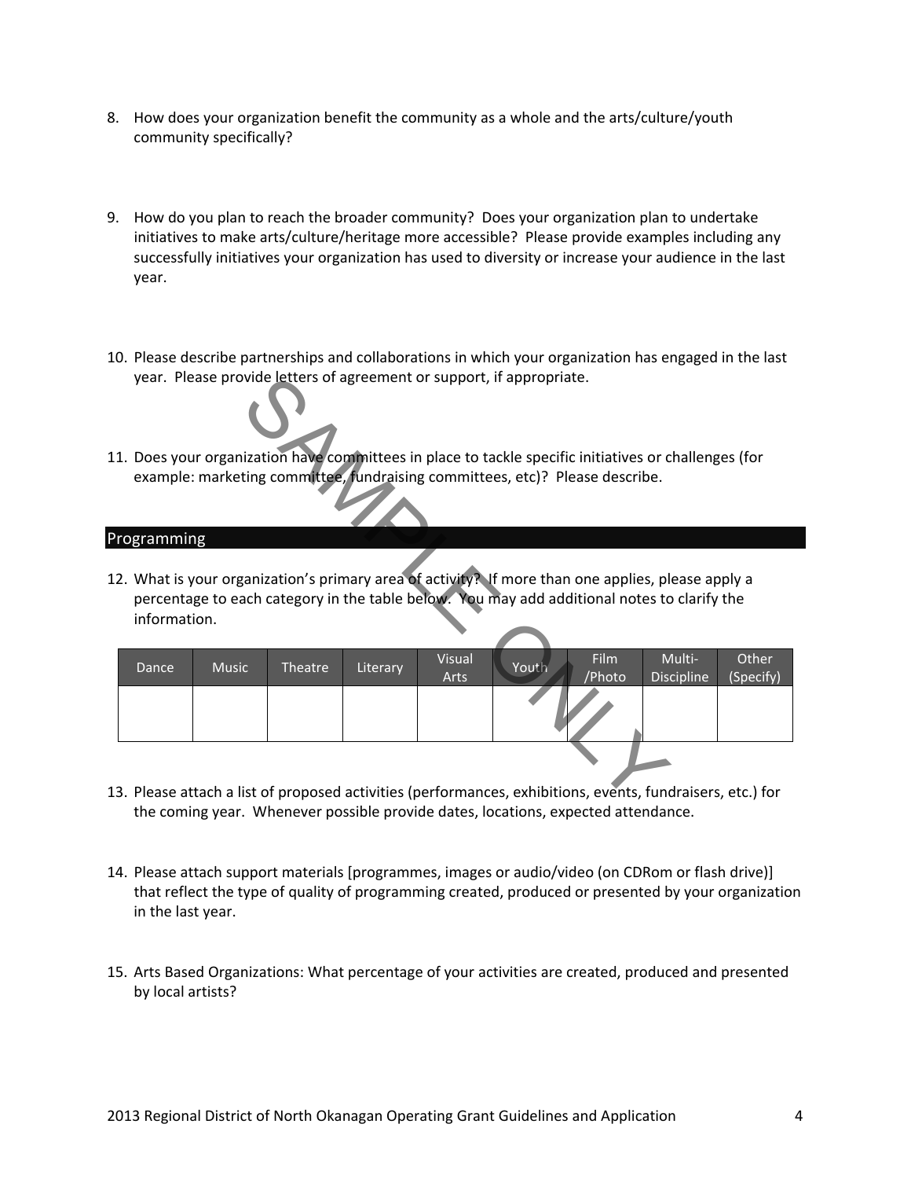8. How does your organization benefit the community as a whole and the arts/culture/youth community specifically?

9. How do you plan to reach the broader community? Does your organization plan to undertake initiatives to make arts/culture/heritage more accessible? Please provide examples including any successfully initiatives your organization has used to diversity or increase your audience in the last year.

10. Please describe partnerships and collaborations in which your organization has engaged in the last year. Please provide letters of agreement or support, if appropriate.

11. Does your organization have committees in place to tackle specific initiatives or challenges (for example: marketing committee, fundraising committees, etc)? Please describe.

## Programming

12. What is your organization's primary area of activity? If more than one applies, please apply a percentage to each category in the table below. You may add additional notes to clarify the information.

| Dance | Music | Theatre | Literary | Visual Arts | Youth | Film /Photo | Multi-Discipline | Other (Specify) |
|---|---|---|---|---|---|---|---|---|
| | | | | | | | | |

13. Please attach a list of proposed activities (performances, exhibitions, events, fundraisers, etc.) for the coming year. Whenever possible provide dates, locations, expected attendance.

14. Please attach support materials [programmes, images or audio/video (on CDRom or flash drive)] that reflect the type of quality of programming created, produced or presented by your organization in the last year.

15. Arts Based Organizations: What percentage of your activities are created, produced and presented by local artists?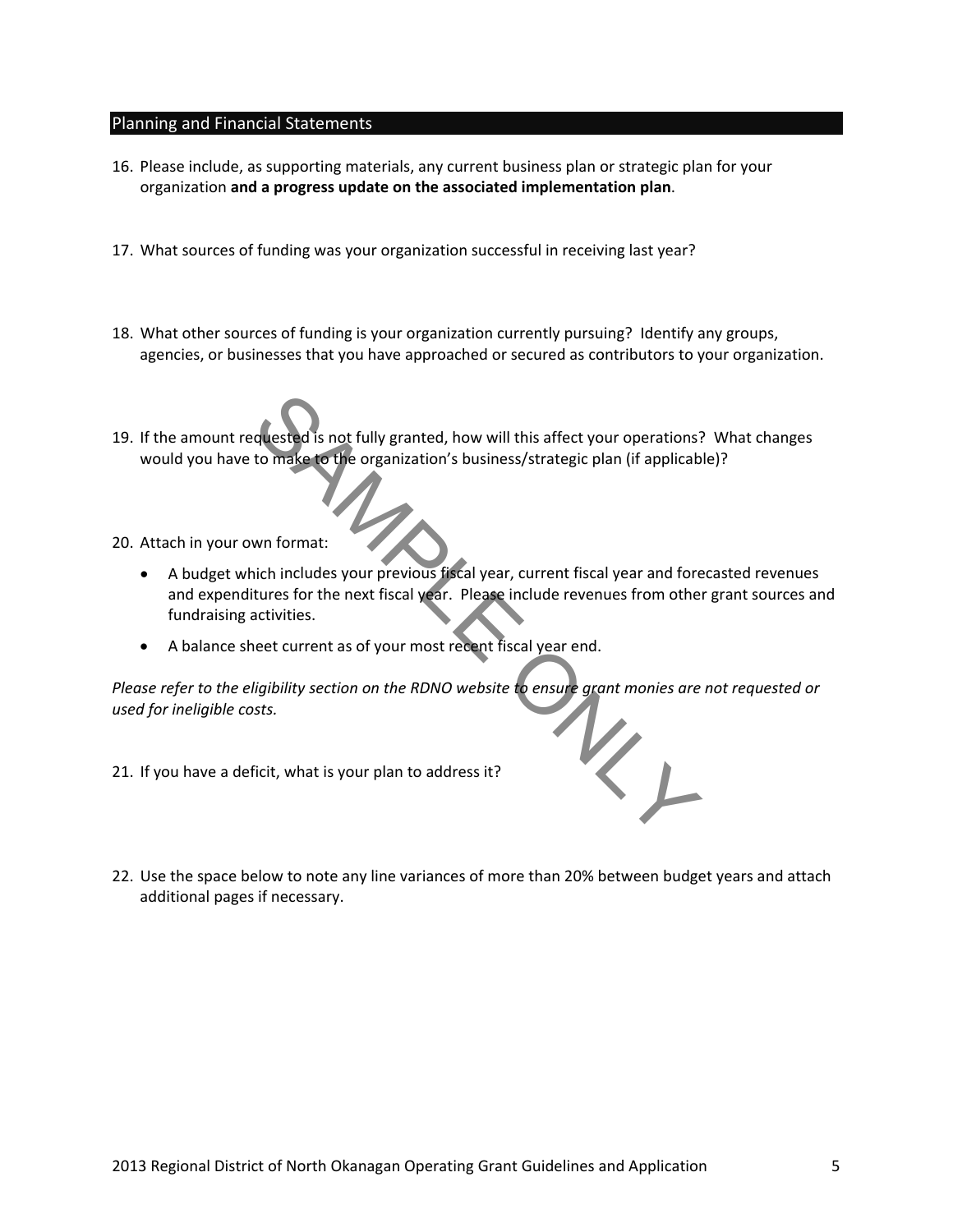## Planning and Financial Statements

16. Please include, as supporting materials, any current business plan or strategic plan for your organization **and a progress update on the associated implementation plan**.

17. What sources of funding was your organization successful in receiving last year?

18. What other sources of funding is your organization currently pursuing? Identify any groups, agencies, or businesses that you have approached or secured as contributors to your organization.

19. If the amount requested is not fully granted, how will this affect your operations? What changes would you have to make to the organization's business/strategic plan (if applicable)?

20. Attach in your own format:
    - A budget which includes your previous fiscal year, current fiscal year and forecasted revenues and expenditures for the next fiscal year. Please include revenues from other grant sources and fundraising activities.
    - A balance sheet current as of your most recent fiscal year end.

*Please refer to the eligibility section on the RDNO website to ensure grant monies are not requested or used for ineligible costs.*

21. If you have a deficit, what is your plan to address it?

22. Use the space below to note any line variances of more than 20% between budget years and attach additional pages if necessary.

SAMPLE ONLY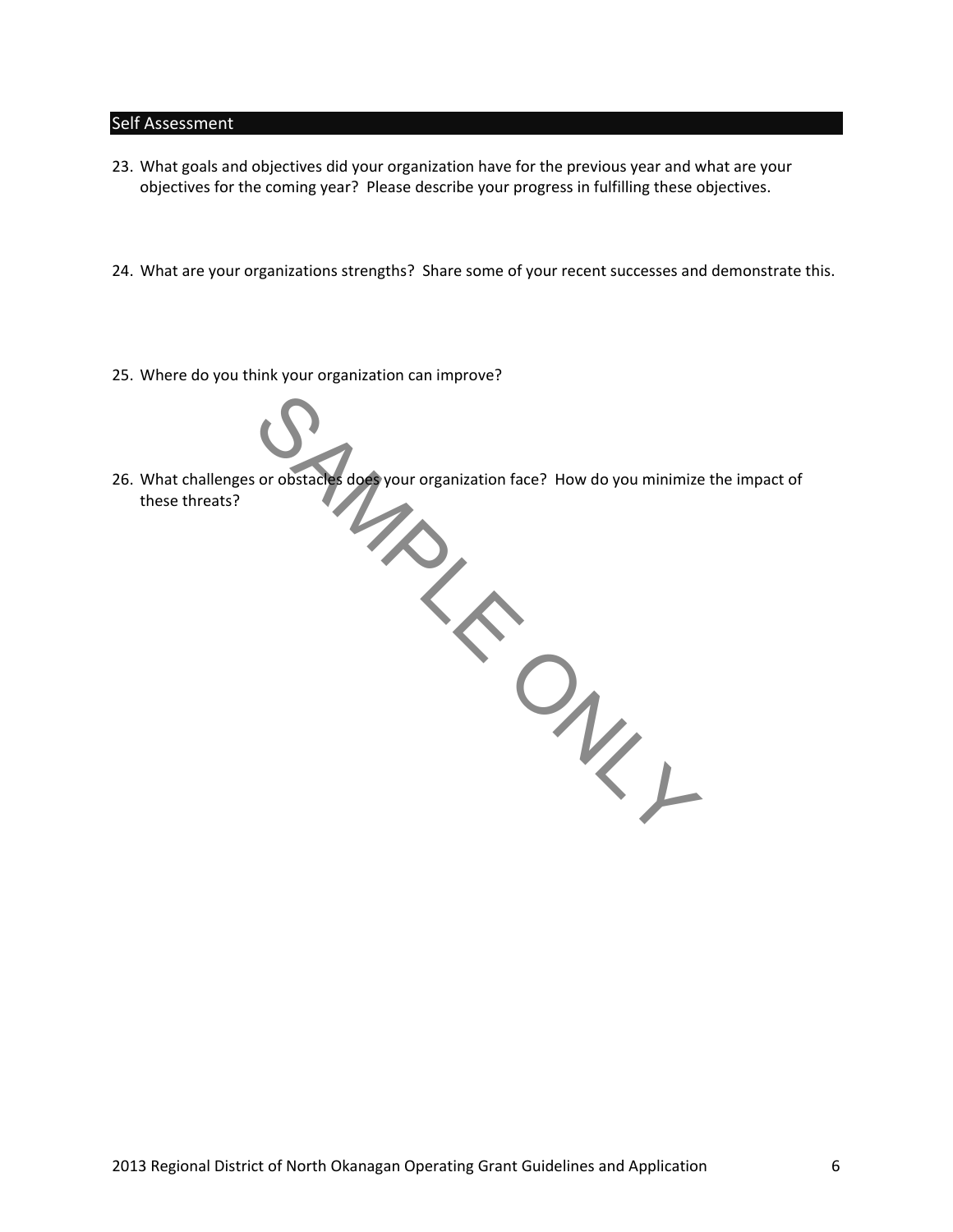## Self Assessment

23. What goals and objectives did your organization have for the previous year and what are your objectives for the coming year? Please describe your progress in fulfilling these objectives.

24. What are your organizations strengths? Share some of your recent successes and demonstrate this.

25. Where do you think your organization can improve?

26. What challenges or obstacles does your organization face? How do you minimize the impact of these threats?

SAMPLE ONLY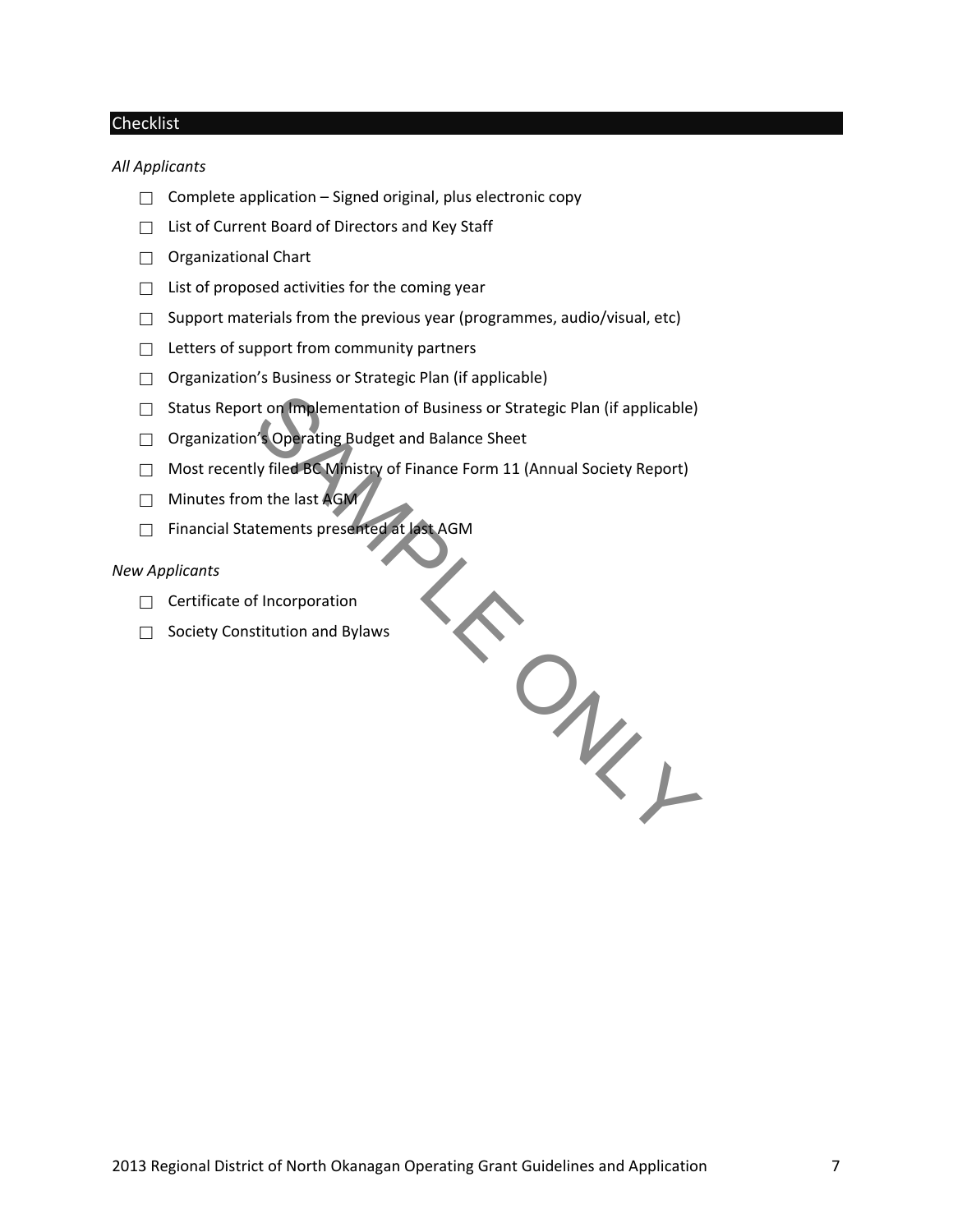## Checklist

*All Applicants*

- ☐ Complete application – Signed original, plus electronic copy
- ☐ List of Current Board of Directors and Key Staff
- ☐ Organizational Chart
- ☐ List of proposed activities for the coming year
- ☐ Support materials from the previous year (programmes, audio/visual, etc)
- ☐ Letters of support from community partners
- ☐ Organization's Business or Strategic Plan (if applicable)
- ☐ Status Report on Implementation of Business or Strategic Plan (if applicable)
- ☐ Organization's Operating Budget and Balance Sheet
- ☐ Most recently filed BC Ministry of Finance Form 11 (Annual Society Report)
- ☐ Minutes from the last AGM
- ☐ Financial Statements presented at last AGM

*New Applicants*

- ☐ Certificate of Incorporation
- ☐ Society Constitution and Bylaws

SAMPLE ONLY